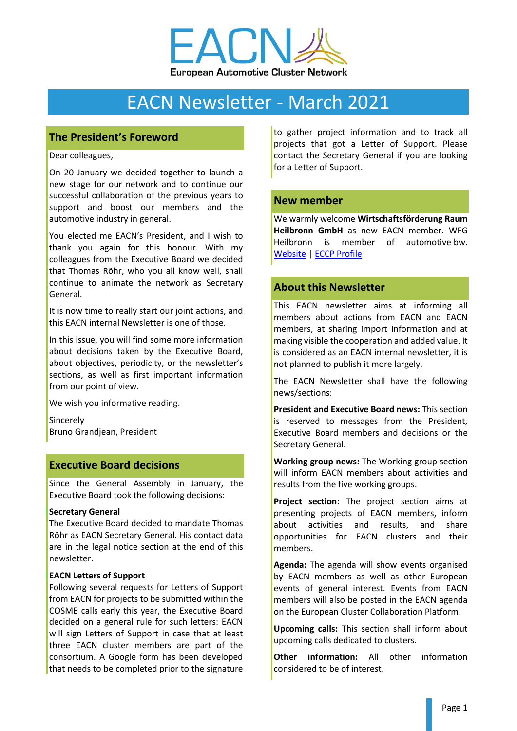EACN

European Automotive Cluster Network

# EACN Newsletter - March 2021

## The President's Foreword

Dear colleagues,

On 20 January we decided together to launch a new stage for our network and to continue our successful collaboration of the previous years to support and boost our members and the automotive industry in general.

You elected me EACN's President, and I wish to thank you again for this honour. With my colleagues from the Executive Board we decided that Thomas Röhr, who you all know well, shall continue to animate the network as Secretary General.

It is now time to really start our joint actions, and this EACN internal Newsletter is one of those.

In this issue, you will find some more information about decisions taken by the Executive Board, about objectives, periodicity, or the newsletter's sections, as well as first important information from our point of view.

We wish you informative reading.

Sincerely
Bruno Grandjean, President

## Executive Board decisions

Since the General Assembly in January, the Executive Board took the following decisions:

**Secretary General**
The Executive Board decided to mandate Thomas Röhr as EACN Secretary General. His contact data are in the legal notice section at the end of this newsletter.

**EACN Letters of Support**
Following several requests for Letters of Support from EACN for projects to be submitted within the COSME calls early this year, the Executive Board decided on a general rule for such letters: EACN will sign Letters of Support in case that at least three EACN cluster members are part of the consortium. A Google form has been developed that needs to be completed prior to the signature to gather project information and to track all projects that got a Letter of Support. Please contact the Secretary General if you are looking for a Letter of Support.

## New member

We warmly welcome **Wirtschaftsförderung Raum Heilbronn GmbH** as new EACN member. WFG Heilbronn is member of automotive bw. [Website](Website) | [ECCP Profile](ECCP Profile)

## About this Newsletter

This EACN newsletter aims at informing all members about actions from EACN and EACN members, at sharing import information and at making visible the cooperation and added value. It is considered as an EACN internal newsletter, it is not planned to publish it more largely.

The EACN Newsletter shall have the following news/sections:

**President and Executive Board news:** This section is reserved to messages from the President, Executive Board members and decisions or the Secretary General.

**Working group news:** The Working group section will inform EACN members about activities and results from the five working groups.

**Project section:** The project section aims at presenting projects of EACN members, inform about activities and results, and share opportunities for EACN clusters and their members.

**Agenda:** The agenda will show events organised by EACN members as well as other European events of general interest. Events from EACN members will also be posted in the EACN agenda on the European Cluster Collaboration Platform.

**Upcoming calls:** This section shall inform about upcoming calls dedicated to clusters.

**Other information:** All other information considered to be of interest.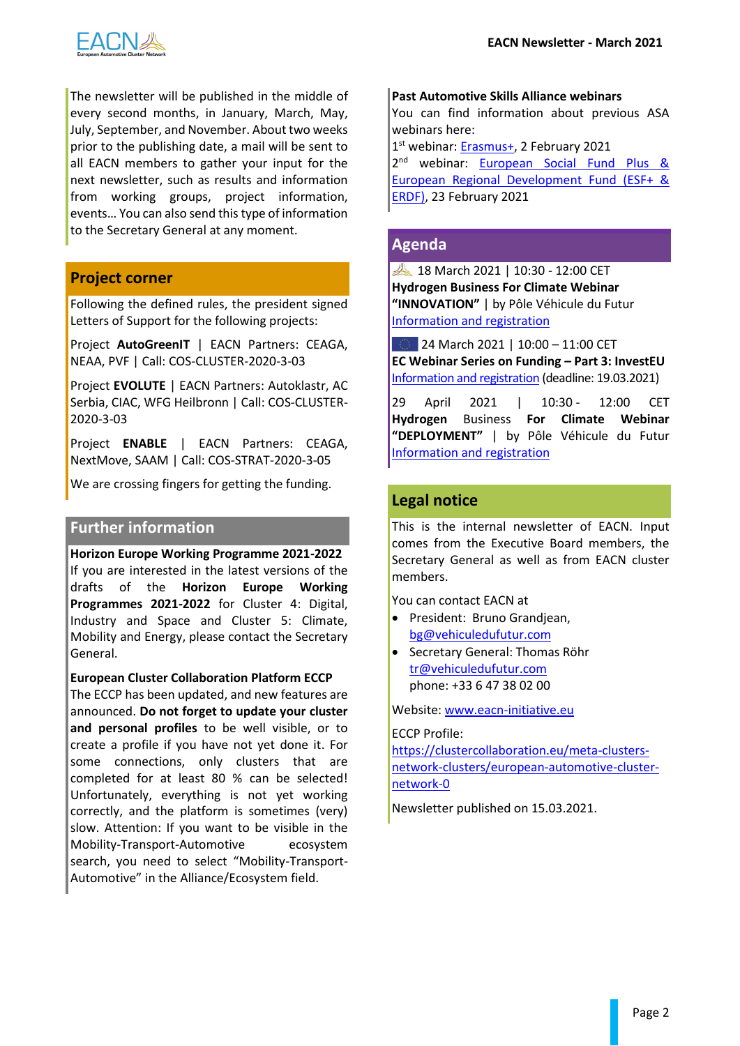The newsletter will be published in the middle of every second months, in January, March, May, July, September, and November. About two weeks prior to the publishing date, a mail will be sent to all EACN members to gather your input for the next newsletter, such as results and information from working groups, project information, events… You can also send this type of information to the Secretary General at any moment.

## Project corner

Following the defined rules, the president signed Letters of Support for the following projects:

Project **AutoGreenIT** | EACN Partners: CEAGA, NEAA, PVF | Call: COS-CLUSTER-2020-3-03

Project **EVOLUTE** | EACN Partners: Autoklastr, AC Serbia, CIAC, WFG Heilbronn | Call: COS-CLUSTER-2020-3-03

Project **ENABLE** | EACN Partners: CEAGA, NextMove, SAAM | Call: COS-STRAT-2020-3-05

We are crossing fingers for getting the funding.

## Further information

**Horizon Europe Working Programme 2021-2022**
If you are interested in the latest versions of the drafts of the **Horizon Europe Working Programmes 2021-2022** for Cluster 4: Digital, Industry and Space and Cluster 5: Climate, Mobility and Energy, please contact the Secretary General.

**European Cluster Collaboration Platform ECCP**
The ECCP has been updated, and new features are announced. **Do not forget to update your cluster and personal profiles** to be well visible, or to create a profile if you have not yet done it. For some connections, only clusters that are completed for at least 80 % can be selected! Unfortunately, everything is not yet working correctly, and the platform is sometimes (very) slow. Attention: If you want to be visible in the Mobility-Transport-Automotive ecosystem search, you need to select "Mobility-Transport-Automotive" in the Alliance/Ecosystem field.

**Past Automotive Skills Alliance webinars**
You can find information about previous ASA webinars here:
1st webinar: Erasmus+, 2 February 2021
2nd webinar: European Social Fund Plus & European Regional Development Fund (ESF+ & ERDF), 23 February 2021

## Agenda

18 March 2021 | 10:30 - 12:00 CET
**Hydrogen Business For Climate Webinar "INNOVATION"** | by Pôle Véhicule du Futur
Information and registration

24 March 2021 | 10:00 – 11:00 CET
**EC Webinar Series on Funding – Part 3: InvestEU**
Information and registration (deadline: 19.03.2021)

29 April 2021 | 10:30 - 12:00 CET
**Hydrogen Business For Climate Webinar "DEPLOYMENT"** | by Pôle Véhicule du Futur
Information and registration

## Legal notice

This is the internal newsletter of EACN. Input comes from the Executive Board members, the Secretary General as well as from EACN cluster members.

You can contact EACN at

- President: Bruno Grandjean, bg@vehiculedufutur.com
- Secretary General: Thomas Röhr tr@vehiculedufutur.com
  phone: +33 6 47 38 02 00

Website: www.eacn-initiative.eu

ECCP Profile:
https://clustercollaboration.eu/meta-clusters-network-clusters/european-automotive-cluster-network-0

Newsletter published on 15.03.2021.